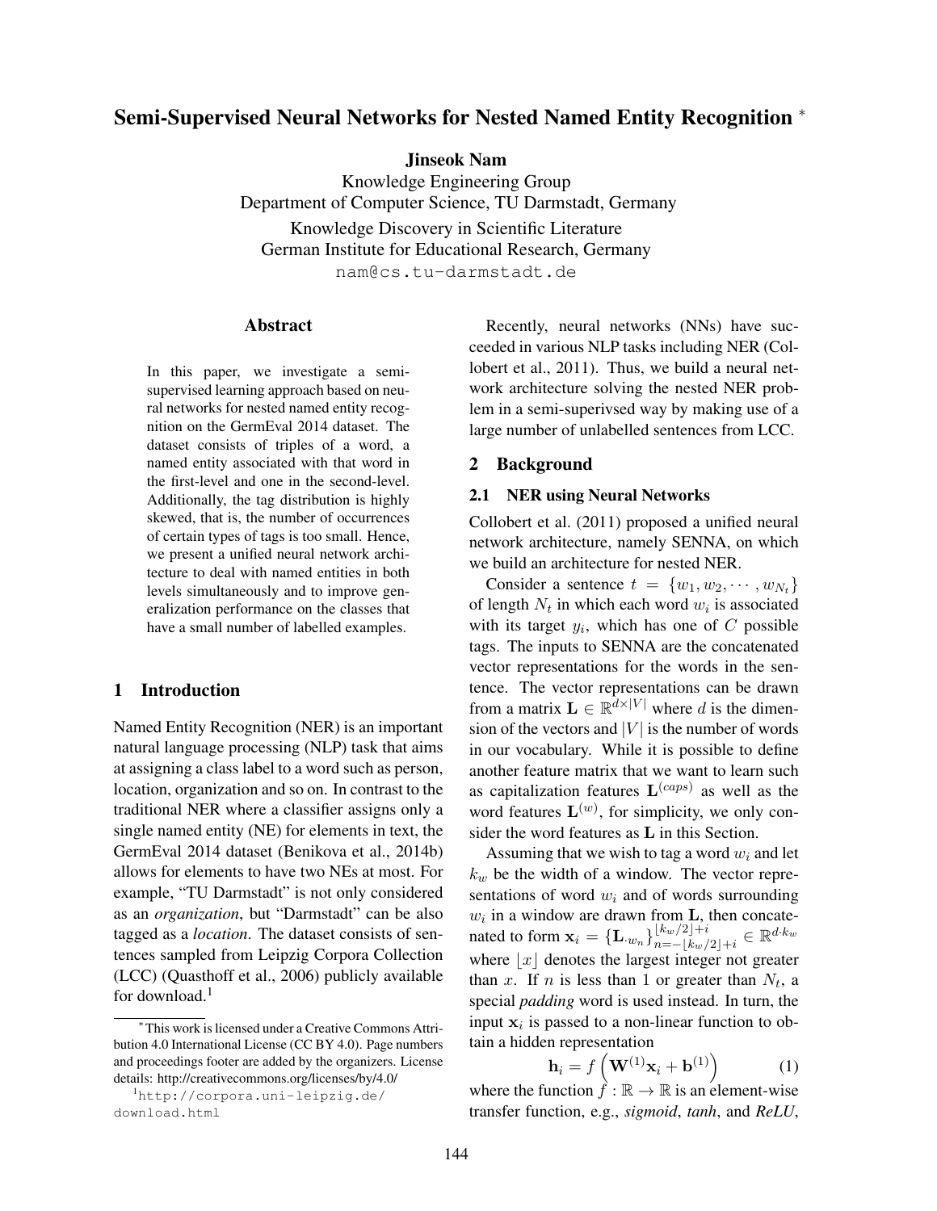# Semi-Supervised Neural Networks for Nested Named Entity Recognition *

**Jinseok Nam**

Knowledge Engineering Group
Department of Computer Science, TU Darmstadt, Germany

Knowledge Discovery in Scientific Literature
German Institute for Educational Research, Germany

nam@cs.tu-darmstadt.de

## Abstract

In this paper, we investigate a semi-supervised learning approach based on neural networks for nested named entity recognition on the GermEval 2014 dataset. The dataset consists of triples of a word, a named entity associated with that word in the first-level and one in the second-level. Additionally, the tag distribution is highly skewed, that is, the number of occurrences of certain types of tags is too small. Hence, we present a unified neural network architecture to deal with named entities in both levels simultaneously and to improve generalization performance on the classes that have a small number of labelled examples.

## 1 Introduction

Named Entity Recognition (NER) is an important natural language processing (NLP) task that aims at assigning a class label to a word such as person, location, organization and so on. In contrast to the traditional NER where a classifier assigns only a single named entity (NE) for elements in text, the GermEval 2014 dataset (Benikova et al., 2014b) allows for elements to have two NEs at most. For example, "TU Darmstadt" is not only considered as an *organization*, but "Darmstadt" can be also tagged as a *location*. The dataset consists of sentences sampled from Leipzig Corpora Collection (LCC) (Quasthoff et al., 2006) publicly available for download.[1]

Recently, neural networks (NNs) have succeeded in various NLP tasks including NER (Collobert et al., 2011). Thus, we build a neural network architecture solving the nested NER problem in a semi-superivsed way by making use of a large number of unlabelled sentences from LCC.

## 2 Background

### 2.1 NER using Neural Networks

Collobert et al. (2011) proposed a unified neural network architecture, namely SENNA, on which we build an architecture for nested NER.

Consider a sentence $t = \{w_1, w_2, \cdots, w_{N_t}\}$ of length $N_t$ in which each word $w_i$ is associated with its target $y_i$, which has one of $C$ possible tags. The inputs to SENNA are the concatenated vector representations for the words in the sentence. The vector representations can be drawn from a matrix $\mathbf{L} \in \mathbb{R}^{d \times |V|}$ where $d$ is the dimension of the vectors and $|V|$ is the number of words in our vocabulary. While it is possible to define another feature matrix that we want to learn such as capitalization features $\mathbf{L}^{(caps)}$ as well as the word features $\mathbf{L}^{(w)}$, for simplicity, we only consider the word features as $\mathbf{L}$ in this Section.

Assuming that we wish to tag a word $w_i$ and let $k_w$ be the width of a window. The vector representations of word $w_i$ and of words surrounding $w_i$ in a window are drawn from $\mathbf{L}$, then concatenated to form $\mathbf{x}_i = \{\mathbf{L}_{\cdot w_n}\}_{n=-\lfloor k_w/2 \rfloor + i}^{\lfloor k_w/2 \rfloor + i} \in \mathbb{R}^{d \cdot k_w}$ where $\lfloor x \rfloor$ denotes the largest integer not greater than $x$. If $n$ is less than 1 or greater than $N_t$, a special *padding* word is used instead. In turn, the input $\mathbf{x}_i$ is passed to a non-linear function to obtain a hidden representation

$$\mathbf{h}_i = f\left(\mathbf{W}^{(1)}\mathbf{x}_i + \mathbf{b}^{(1)}\right) \tag{1}$$

where the function $f : \mathbb{R} \to \mathbb{R}$ is an element-wise transfer function, e.g., *sigmoid*, *tanh*, and *ReLU*,

---

* This work is licensed under a Creative Commons Attribution 4.0 International License (CC BY 4.0). Page numbers and proceedings footer are added by the organizers. License details: http://creativecommons.org/licenses/by/4.0/

[1] http://corpora.uni-leipzig.de/download.html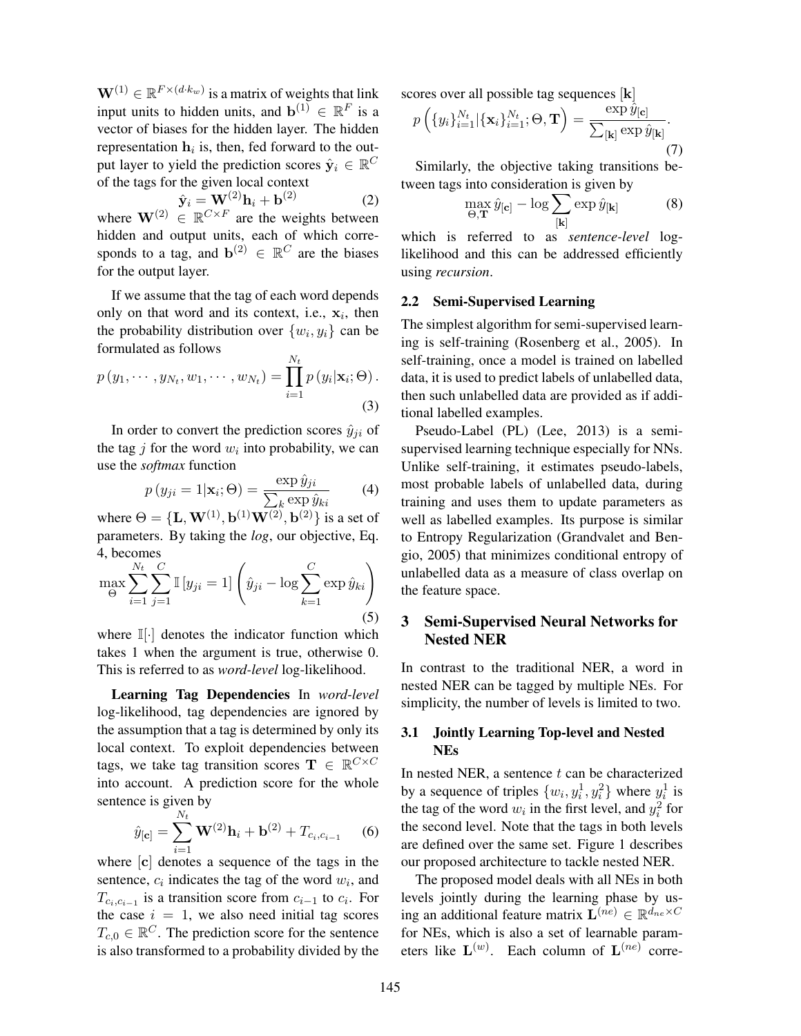$\mathbf{W}^{(1)} \in \mathbb{R}^{F \times (d \cdot k_w)}$ is a matrix of weights that link input units to hidden units, and $\mathbf{b}^{(1)} \in \mathbb{R}^F$ is a vector of biases for the hidden layer. The hidden representation $\mathbf{h}_i$ is, then, fed forward to the output layer to yield the prediction scores $\hat{\mathbf{y}}_i \in \mathbb{R}^C$ of the tags for the given local context

$$\hat{\mathbf{y}}_i = \mathbf{W}^{(2)} \mathbf{h}_i + \mathbf{b}^{(2)} \tag{2}$$

where $\mathbf{W}^{(2)} \in \mathbb{R}^{C \times F}$ are the weights between hidden and output units, each of which corresponds to a tag, and $\mathbf{b}^{(2)} \in \mathbb{R}^C$ are the biases for the output layer.

If we assume that the tag of each word depends only on that word and its context, i.e., $\mathbf{x}_i$, then the probability distribution over $\{w_i, y_i\}$ can be formulated as follows

$$p\left(y_1, \cdots, y_{N_t}, w_1, \cdots, w_{N_t}\right) = \prod_{i=1}^{N_t} p\left(y_i | \mathbf{x}_i; \Theta\right). \tag{3}$$

In order to convert the prediction scores $\hat{y}_{ji}$ of the tag $j$ for the word $w_i$ into probability, we can use the *softmax* function

$$p\left(y_{ji} = 1 | \mathbf{x}_i; \Theta\right) = \frac{\exp \hat{y}_{ji}}{\sum_k \exp \hat{y}_{ki}} \tag{4}$$

where $\Theta = \{\mathbf{L}, \mathbf{W}^{(1)}, \mathbf{b}^{(1)} \mathbf{W}^{(2)}, \mathbf{b}^{(2)}\}$ is a set of parameters. By taking the *log*, our objective, Eq. 4, becomes

$$\max_{\Theta} \sum_{i=1}^{N_t} \sum_{j=1}^{C} \mathbb{I}\left[y_{ji} = 1\right] \left( \hat{y}_{ji} - \log \sum_{k=1}^{C} \exp \hat{y}_{ki} \right) \tag{5}$$

where $\mathbb{I}[\cdot]$ denotes the indicator function which takes 1 when the argument is true, otherwise 0. This is referred to as *word-level* log-likelihood.

**Learning Tag Dependencies** In *word-level* log-likelihood, tag dependencies are ignored by the assumption that a tag is determined by only its local context. To exploit dependencies between tags, we take tag transition scores $\mathbf{T} \in \mathbb{R}^{C \times C}$ into account. A prediction score for the whole sentence is given by

$$\hat{y}_{[\mathbf{c}]} = \sum_{i=1}^{N_t} \mathbf{W}^{(2)} \mathbf{h}_i + \mathbf{b}^{(2)} + T_{c_i, c_{i-1}} \tag{6}$$

where $[\mathbf{c}]$ denotes a sequence of the tags in the sentence, $c_i$ indicates the tag of the word $w_i$, and $T_{c_i, c_{i-1}}$ is a transition score from $c_{i-1}$ to $c_i$. For the case $i = 1$, we also need initial tag scores $T_{c,0} \in \mathbb{R}^C$. The prediction score for the sentence is also transformed to a probability divided by the scores over all possible tag sequences $[\mathbf{k}]$

$$p\left(\{y_i\}_{i=1}^{N_t} | \{\mathbf{x}_i\}_{i=1}^{N_t}; \Theta, \mathbf{T}\right) = \frac{\exp \hat{y}_{[\mathbf{c}]}}{\sum_{[\mathbf{k}]} \exp \hat{y}_{[\mathbf{k}]}}. \tag{7}$$

Similarly, the objective taking transitions between tags into consideration is given by

$$\max_{\Theta, \mathbf{T}} \hat{y}_{[\mathbf{c}]} - \log \sum_{[\mathbf{k}]} \exp \hat{y}_{[\mathbf{k}]} \tag{8}$$

which is referred to as *sentence-level* log-likelihood and this can be addressed efficiently using *recursion*.

### 2.2 Semi-Supervised Learning

The simplest algorithm for semi-supervised learning is self-training (Rosenberg et al., 2005). In self-training, once a model is trained on labelled data, it is used to predict labels of unlabelled data, then such unlabelled data are provided as if additional labelled examples.

Pseudo-Label (PL) (Lee, 2013) is a semi-supervised learning technique especially for NNs. Unlike self-training, it estimates pseudo-labels, most probable labels of unlabelled data, during training and uses them to update parameters as well as labelled examples. Its purpose is similar to Entropy Regularization (Grandvalet and Bengio, 2005) that minimizes conditional entropy of unlabelled data as a measure of class overlap on the feature space.

## 3 Semi-Supervised Neural Networks for Nested NER

In contrast to the traditional NER, a word in nested NER can be tagged by multiple NEs. For simplicity, the number of levels is limited to two.

### 3.1 Jointly Learning Top-level and Nested NEs

In nested NER, a sentence $t$ can be characterized by a sequence of triples $\{w_i, y_i^1, y_i^2\}$ where $y_i^1$ is the tag of the word $w_i$ in the first level, and $y_i^2$ for the second level. Note that the tags in both levels are defined over the same set. Figure 1 describes our proposed architecture to tackle nested NER.

The proposed model deals with all NEs in both levels jointly during the learning phase by using an additional feature matrix $\mathbf{L}^{(ne)} \in \mathbb{R}^{d_{ne} \times C}$ for NEs, which is also a set of learnable parameters like $\mathbf{L}^{(w)}$. Each column of $\mathbf{L}^{(ne)}$ corre-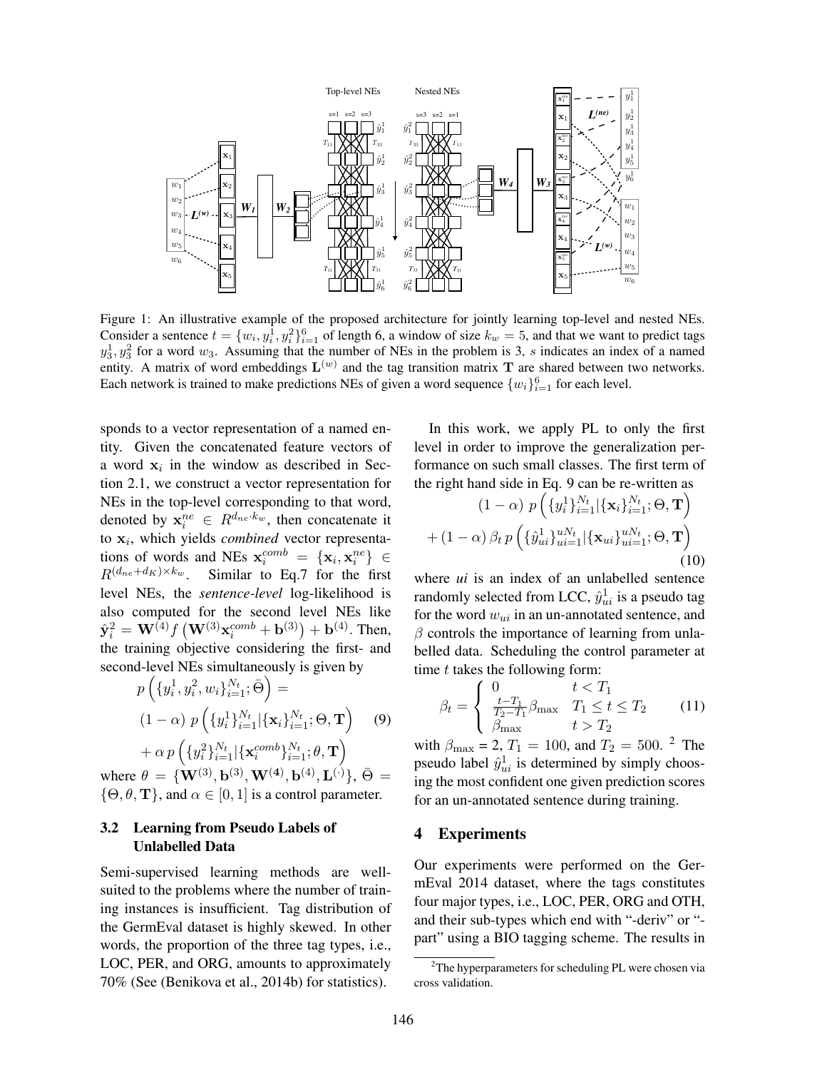Figure 1: An illustrative example of the proposed architecture for jointly learning top-level and nested NEs. Consider a sentence $t = \{w_i, y_i^1, y_i^2\}_{i=1}^6$ of length 6, a window of size $k_w = 5$, and that we want to predict tags $y_3^1, y_3^2$ for a word $w_3$. Assuming that the number of NEs in the problem is 3, $s$ indicates an index of a named entity. A matrix of word embeddings $\mathbf{L}^{(w)}$ and the tag transition matrix $\mathbf{T}$ are shared between two networks. Each network is trained to make predictions NEs of given a word sequence $\{w_i\}_{i=1}^6$ for each level.

sponds to a vector representation of a named entity. Given the concatenated feature vectors of a word $\mathbf{x}_i$ in the window as described in Section 2.1, we construct a vector representation for NEs in the top-level corresponding to that word, denoted by $\mathbf{x}_i^{ne} \in R^{d_{ne} \cdot k_w}$, then concatenate it to $\mathbf{x}_i$, which yields *combined* vector representations of words and NEs $\mathbf{x}_i^{comb} = \{\mathbf{x}_i, \mathbf{x}_i^{ne}\} \in R^{(d_{ne}+d_K) \times k_w}$. Similar to Eq.7 for the first level NEs, the *sentence-level* log-likelihood is also computed for the second level NEs like $\hat{\mathbf{y}}_i^2 = \mathbf{W}^{(4)} f\left(\mathbf{W}^{(3)} \mathbf{x}_i^{comb} + \mathbf{b}^{(3)}\right) + \mathbf{b}^{(4)}$. Then, the training objective considering the first- and second-level NEs simultaneously is given by

$$
\begin{aligned}
& p\left(\{y_i^1, y_i^2, w_i\}_{i=1}^{N_t}; \bar{\Theta}\right) = \\
& (1-\alpha)\, p\left(\{y_i^1\}_{i=1}^{N_t} | \{\mathbf{x}_i\}_{i=1}^{N_t}; \Theta, \mathbf{T}\right) \quad (9)\\
& + \alpha\, p\left(\{y_i^2\}_{i=1}^{N_t} | \{\mathbf{x}_i^{comb}\}_{i=1}^{N_t}; \theta, \mathbf{T}\right)
\end{aligned}
$$

where $\theta = \{\mathbf{W}^{(3)}, \mathbf{b}^{(3)}, \mathbf{W}^{(4)}, \mathbf{b}^{(4)}, \mathbf{L}^{(\cdot)}\}$, $\bar{\Theta} = \{\Theta, \theta, \mathbf{T}\}$, and $\alpha \in [0, 1]$ is a control parameter.

### 3.2 Learning from Pseudo Labels of Unlabelled Data

Semi-supervised learning methods are well-suited to the problems where the number of training instances is insufficient. Tag distribution of the GermEval dataset is highly skewed. In other words, the proportion of the three tag types, i.e., LOC, PER, and ORG, amounts to approximately 70% (See (Benikova et al., 2014b) for statistics).

In this work, we apply PL to only the first level in order to such improve the generalization performance on such small classes. The first term of the right hand side in Eq. 9 can be re-written as

$$
\begin{aligned}
& (1-\alpha)\, p\left(\{y_i^1\}_{i=1}^{N_t} | \{\mathbf{x}_i\}_{i=1}^{N_t}; \Theta, \mathbf{T}\right) \\
& + (1-\alpha)\, \beta_t\, p\left(\{\hat{y}_{ui}^1\}_{ui=1}^{uN_t} | \{\mathbf{x}_{ui}\}_{ui=1}^{uN_t}; \Theta, \mathbf{T}\right)
\end{aligned} \quad (10)
$$

where *ui* is an index of an unlabelled sentence randomly selected from LCC, $\hat{y}_{ui}^1$ is a pseudo tag for the word $w_{ui}$ in an un-annotated sentence, and $\beta$ controls the importance of learning from unlabelled data. Scheduling the control parameter at time $t$ takes the following form:

$$
\beta_t = \begin{cases} 0 & t < T_1 \\ \frac{t - T_1}{T_2 - T_1} \beta_{\max} & T_1 \leq t \leq T_2 \\ \beta_{\max} & t > T_2 \end{cases} \quad (11)
$$

with $\beta_{\max} = 2$, $T_1 = 100$, and $T_2 = 500$. [2] The pseudo label $\hat{y}_{ui}^1$ is determined by simply choosing the most confident one given prediction scores for an un-annotated sentence during training.

## 4 Experiments

Our experiments were performed on the GermEval 2014 dataset, where the tags constitutes four major types, i.e., LOC, PER, ORG and OTH, and their sub-types which end with "-deriv" or "-part" using a BIO tagging scheme. The results in

[2] The hyperparameters for scheduling PL were chosen via cross validation.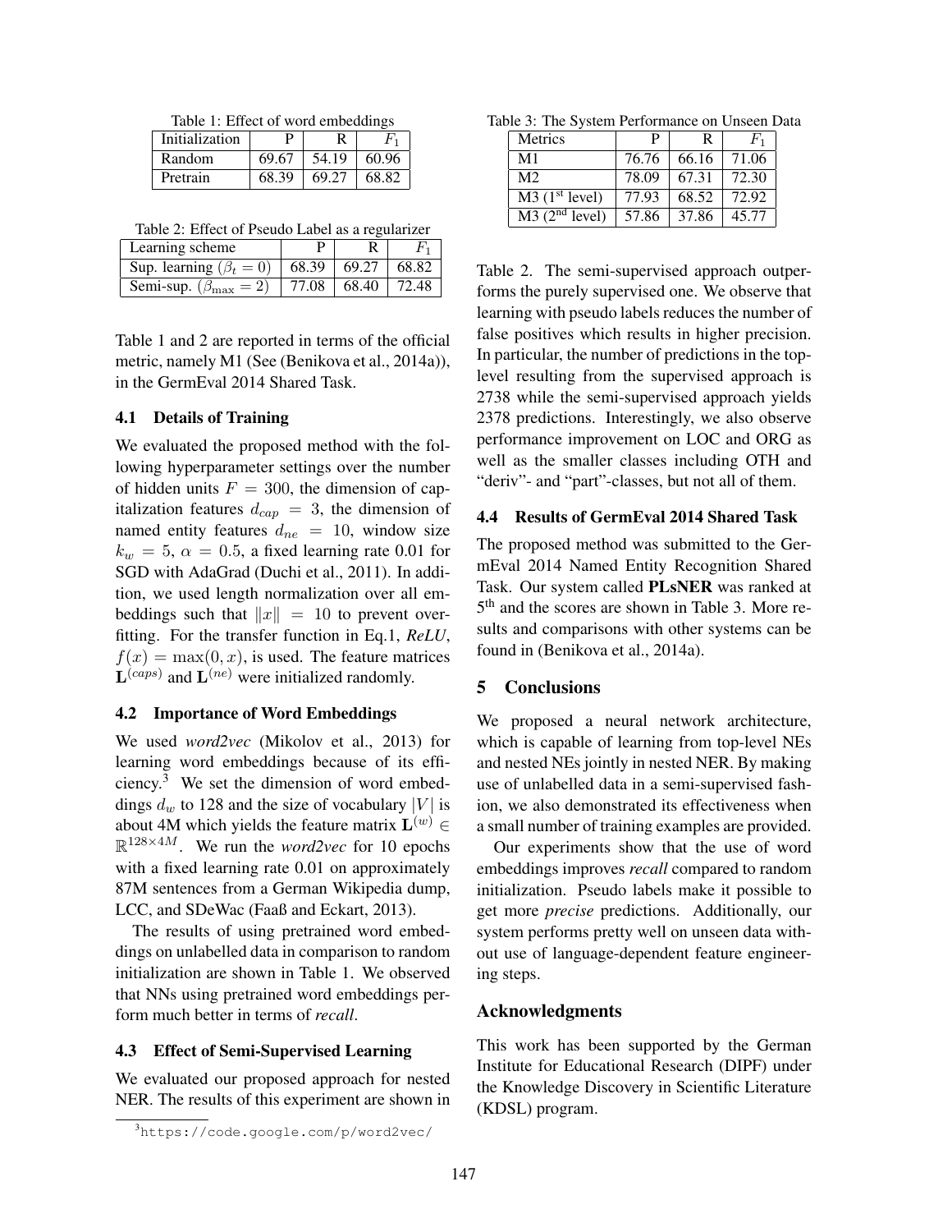Table 1: Effect of word embeddings

| Initialization | P | R | $F_1$ |
|---|---|---|---|
| Random | 69.67 | 54.19 | 60.96 |
| Pretrain | 68.39 | 69.27 | 68.82 |

Table 2: Effect of Pseudo Label as a regularizer

| Learning scheme | P | R | $F_1$ |
|---|---|---|---|
| Sup. learning ($\beta_t = 0$) | 68.39 | 69.27 | 68.82 |
| Semi-sup. ($\beta_{\max} = 2$) | 77.08 | 68.40 | 72.48 |

Table 1 and 2 are reported in terms of the official metric, namely M1 (See (Benikova et al., 2014a)), in the GermEval 2014 Shared Task.

### 4.1 Details of Training

We evaluated the proposed method with the following hyperparameter settings over the number of hidden units $F = 300$, the dimension of capitalization features $d_{cap} = 3$, the dimension of named entity features $d_{ne} = 10$, window size $k_w = 5$, $\alpha = 0.5$, a fixed learning rate 0.01 for SGD with AdaGrad (Duchi et al., 2011). In addition, we used length normalization over all embeddings such that $\|x\| = 10$ to prevent overfitting. For the transfer function in Eq.1, *ReLU*, $f(x) = \max(0, x)$, is used. The feature matrices $\mathbf{L}^{(caps)}$ and $\mathbf{L}^{(ne)}$ were initialized randomly.

### 4.2 Importance of Word Embeddings

We used *word2vec* (Mikolov et al., 2013) for learning word embeddings because of its efficiency.[3] We set the dimension of word embeddings $d_w$ to 128 and the size of vocabulary $|V|$ is about 4M which yields the feature matrix $\mathbf{L}^{(w)} \in \mathbb{R}^{128 \times 4M}$. We run the *word2vec* for 10 epochs with a fixed learning rate 0.01 on approximately 87M sentences from a German Wikipedia dump, LCC, and SDeWac (Faaß and Eckart, 2013).

The results of using pretrained word embeddings on unlabelled data in comparison to random initialization are shown in Table 1. We observed that NNs using pretrained word embeddings perform much better in terms of *recall*.

### 4.3 Effect of Semi-Supervised Learning

We evaluated our proposed approach for nested NER. The results of this experiment are shown in Table 2. The semi-supervised approach outperforms the purely supervised one. We observe that learning with pseudo labels reduces the number of false positives which results in higher precision. In particular, the number of predictions in the top-level resulting from the supervised approach is 2738 while the semi-supervised approach yields 2378 predictions. Interestingly, we also observe performance improvement on LOC and ORG as well as the smaller classes including OTH and "deriv"- and "part"-classes, but not all of them.

[3] https://code.google.com/p/word2vec/

Table 3: The System Performance on Unseen Data

| Metrics | P | R | $F_1$ |
|---|---|---|---|
| M1 | 76.76 | 66.16 | 71.06 |
| M2 | 78.09 | 67.31 | 72.30 |
| M3 (1st level) | 77.93 | 68.52 | 72.92 |
| M3 (2nd level) | 57.86 | 37.86 | 45.77 |

### 4.4 Results of GermEval 2014 Shared Task

The proposed method was submitted to the GermEval 2014 Named Entity Recognition Shared Task. Our system called **PLsNER** was ranked at 5th and the scores are shown in Table 3. More results and comparisons with other systems can be found in (Benikova et al., 2014a).

## 5 Conclusions

We proposed a neural network architecture, which is capable of learning from top-level NEs and nested NEs jointly in nested NER. By making use of unlabelled data in a semi-supervised fashion, we also demonstrated its effectiveness when a small number of training examples are provided.

Our experiments show that the use of word embeddings improves *recall* compared to random initialization. Pseudo labels make it possible to get more *precise* predictions. Additionally, our system performs pretty well on unseen data without use of language-dependent feature engineering steps.

## Acknowledgments

This work has been supported by the German Institute for Educational Research (DIPF) under the Knowledge Discovery in Scientific Literature (KDSL) program.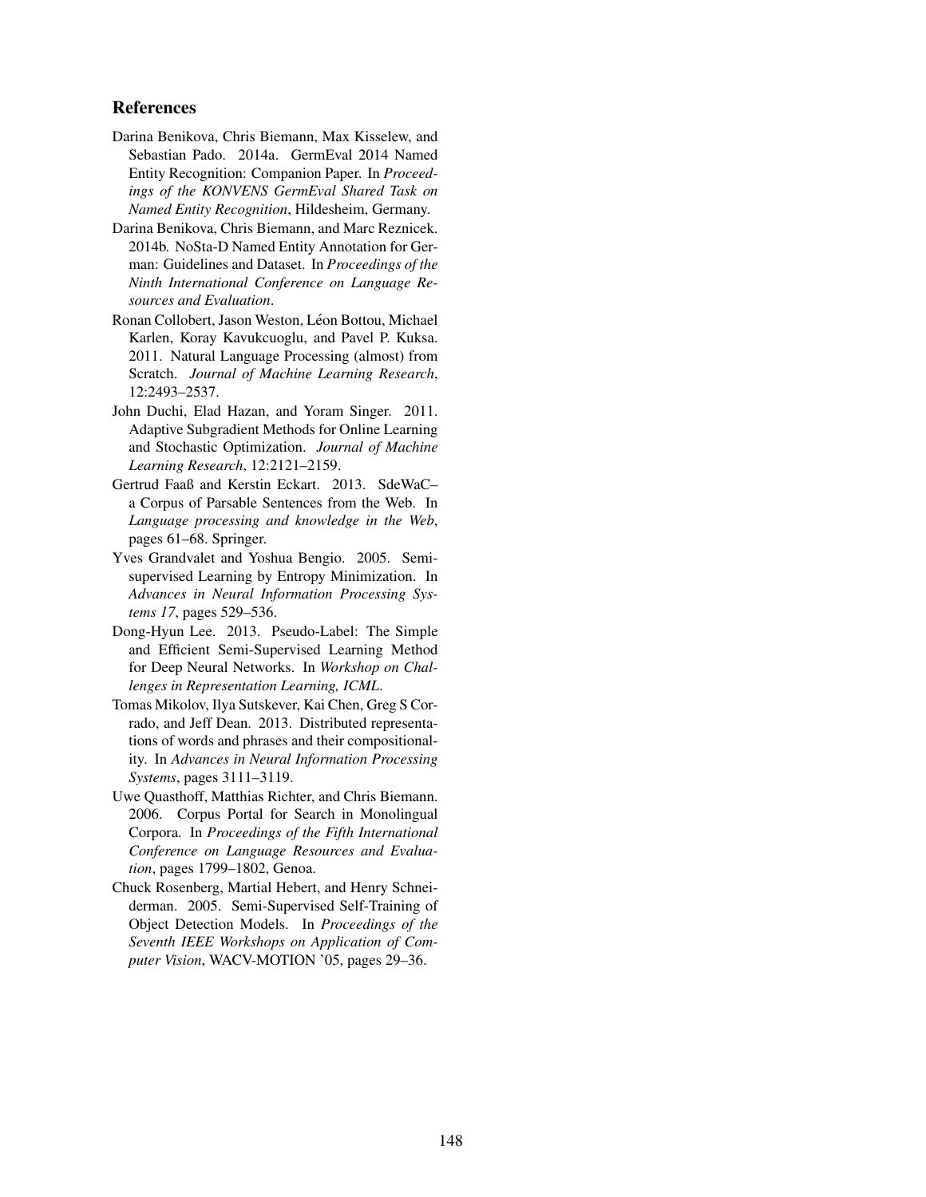## References

Darina Benikova, Chris Biemann, Max Kisselew, and Sebastian Pado. 2014a. GermEval 2014 Named Entity Recognition: Companion Paper. In *Proceedings of the KONVENS GermEval Shared Task on Named Entity Recognition*, Hildesheim, Germany.

Darina Benikova, Chris Biemann, and Marc Reznicek. 2014b. NoSta-D Named Entity Annotation for German: Guidelines and Dataset. In *Proceedings of the Ninth International Conference on Language Resources and Evaluation*.

Ronan Collobert, Jason Weston, Léon Bottou, Michael Karlen, Koray Kavukcuoglu, and Pavel P. Kuksa. 2011. Natural Language Processing (almost) from Scratch. *Journal of Machine Learning Research*, 12:2493–2537.

John Duchi, Elad Hazan, and Yoram Singer. 2011. Adaptive Subgradient Methods for Online Learning and Stochastic Optimization. *Journal of Machine Learning Research*, 12:2121–2159.

Gertrud Faaß and Kerstin Eckart. 2013. SdeWaC–a Corpus of Parsable Sentences from the Web. In *Language processing and knowledge in the Web*, pages 61–68. Springer.

Yves Grandvalet and Yoshua Bengio. 2005. Semi-supervised Learning by Entropy Minimization. In *Advances in Neural Information Processing Systems 17*, pages 529–536.

Dong-Hyun Lee. 2013. Pseudo-Label: The Simple and Efficient Semi-Supervised Learning Method for Deep Neural Networks. In *Workshop on Challenges in Representation Learning, ICML*.

Tomas Mikolov, Ilya Sutskever, Kai Chen, Greg S Corrado, and Jeff Dean. 2013. Distributed representations of words and phrases and their compositionality. In *Advances in Neural Information Processing Systems*, pages 3111–3119.

Uwe Quasthoff, Matthias Richter, and Chris Biemann. 2006. Corpus Portal for Search in Monolingual Corpora. In *Proceedings of the Fifth International Conference on Language Resources and Evaluation*, pages 1799–1802, Genoa.

Chuck Rosenberg, Martial Hebert, and Henry Schneiderman. 2005. Semi-Supervised Self-Training of Object Detection Models. In *Proceedings of the Seventh IEEE Workshops on Application of Computer Vision*, WACV-MOTION '05, pages 29–36.